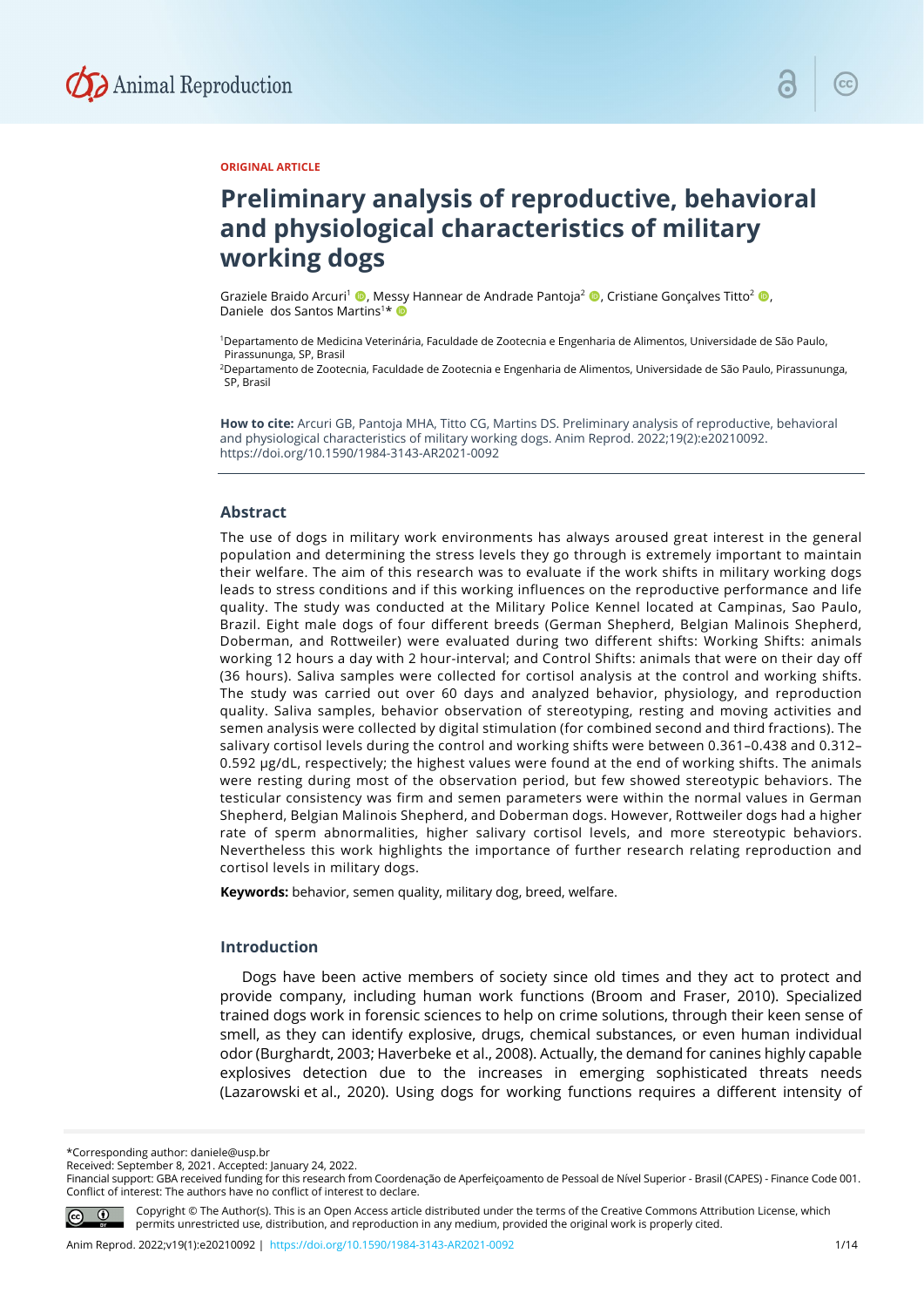ORIGINAL ARTICLE

# Preliminary analysis of reproductive, behavioral and physiological characteristics of military working dogs

Graziele Braido Arcuri[1], Messy Hannear de Andrade Pantoja[2], Cristiane Gonçalves Titto[2], Daniele dos Santos Martins[1]*

[1]Departamento de Medicina Veterinária, Faculdade de Zootecnia e Engenharia de Alimentos, Universidade de São Paulo, Pirassununga, SP, Brasil

[2]Departamento de Zootecnia, Faculdade de Zootecnia e Engenharia de Alimentos, Universidade de São Paulo, Pirassununga, SP, Brasil

**How to cite:** Arcuri GB, Pantoja MHA, Titto CG, Martins DS. Preliminary analysis of reproductive, behavioral and physiological characteristics of military working dogs. Anim Reprod. 2022;19(2):e20210092. https://doi.org/10.1590/1984-3143-AR2021-0092

## Abstract

The use of dogs in military work environments has always aroused great interest in the general population and determining the stress levels they go through is extremely important to maintain their welfare. The aim of this research was to evaluate if the work shifts in military working dogs leads to stress conditions and if this working influences on the reproductive performance and life quality. The study was conducted at the Military Police Kennel located at Campinas, Sao Paulo, Brazil. Eight male dogs of four different breeds (German Shepherd, Belgian Malinois Shepherd, Doberman, and Rottweiler) were evaluated during two different shifts: Working Shifts: animals working 12 hours a day with 2 hour-interval; and Control Shifts: animals that were on their day off (36 hours). Saliva samples were collected for cortisol analysis at the control and working shifts. The study was carried out over 60 days and analyzed behavior, physiology, and reproduction quality. Saliva samples, behavior observation of stereotyping, resting and moving activities and semen analysis were collected by digital stimulation (for combined second and third fractions). The salivary cortisol levels during the control and working shifts were between 0.361–0.438 and 0.312–0.592 µg/dL, respectively; the highest values were found at the end of working shifts. The animals were resting during most of the observation period, but few showed stereotypic behaviors. The testicular consistency was firm and semen parameters were within the normal values in German Shepherd, Belgian Malinois Shepherd, and Doberman dogs. However, Rottweiler dogs had a higher rate of sperm abnormalities, higher salivary cortisol levels, and more stereotypic behaviors. Nevertheless this work highlights the importance of further research relating reproduction and cortisol levels in military dogs.

**Keywords:** behavior, semen quality, military dog, breed, welfare.

## Introduction

Dogs have been active members of society since old times and they act to protect and provide company, including human work functions (Broom and Fraser, 2010). Specialized trained dogs work in forensic sciences to help on crime solutions, through their keen sense of smell, as they can identify explosive, drugs, chemical substances, or even human individual odor (Burghardt, 2003; Haverbeke et al., 2008). Actually, the demand for canines highly capable explosives detection due to the increases in emerging sophisticated threats needs (Lazarowski et al., 2020). Using dogs for working functions requires a different intensity of

*Corresponding author: daniele@usp.br
Received: September 8, 2021. Accepted: January 24, 2022.
Financial support: GBA received funding for this research from Coordenação de Aperfeiçoamento de Pessoal de Nível Superior - Brasil (CAPES) - Finance Code 001.
Conflict of interest: The authors have no conflict of interest to declare.

Copyright © The Author(s). This is an Open Access article distributed under the terms of the Creative Commons Attribution License, which permits unrestricted use, distribution, and reproduction in any medium, provided the original work is properly cited.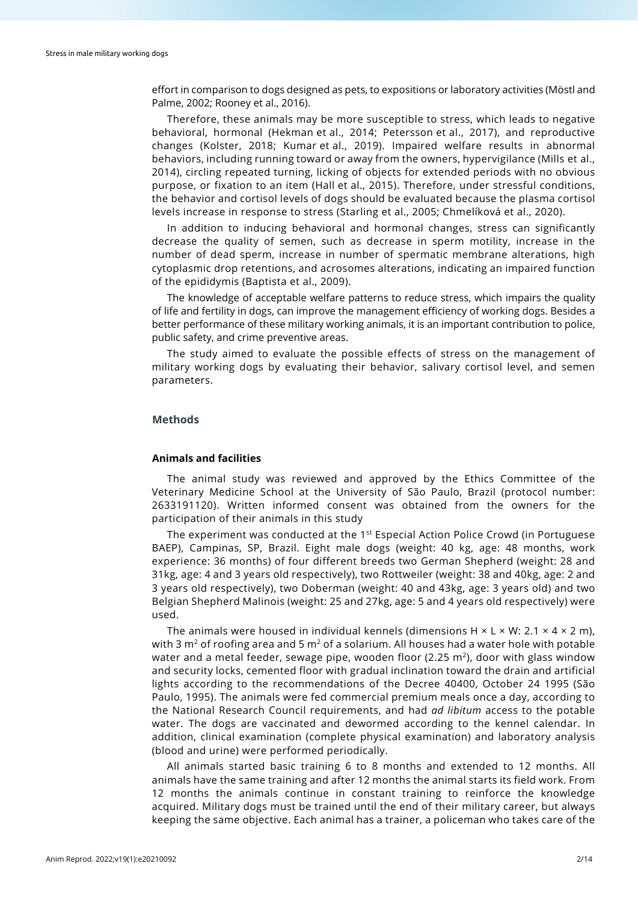effort in comparison to dogs designed as pets, to expositions or laboratory activities (Möstl and Palme, 2002; Rooney et al., 2016).

Therefore, these animals may be more susceptible to stress, which leads to negative behavioral, hormonal (Hekman et al., 2014; Petersson et al., 2017), and reproductive changes (Kolster, 2018; Kumar et al., 2019). Impaired welfare results in abnormal behaviors, including running toward or away from the owners, hypervigilance (Mills et al., 2014), circling repeated turning, licking of objects for extended periods with no obvious purpose, or fixation to an item (Hall et al., 2015). Therefore, under stressful conditions, the behavior and cortisol levels of dogs should be evaluated because the plasma cortisol levels increase in response to stress (Starling et al., 2005; Chmelíková et al., 2020).

In addition to inducing behavioral and hormonal changes, stress can significantly decrease the quality of semen, such as decrease in sperm motility, increase in the number of dead sperm, increase in number of spermatic membrane alterations, high cytoplasmic drop retentions, and acrosomes alterations, indicating an impaired function of the epididymis (Baptista et al., 2009).

The knowledge of acceptable welfare patterns to reduce stress, which impairs the quality of life and fertility in dogs, can improve the management efficiency of working dogs. Besides a better performance of these military working animals, it is an important contribution to police, public safety, and crime preventive areas.

The study aimed to evaluate the possible effects of stress on the management of military working dogs by evaluating their behavior, salivary cortisol level, and semen parameters.

## Methods

### Animals and facilities

The animal study was reviewed and approved by the Ethics Committee of the Veterinary Medicine School at the University of São Paulo, Brazil (protocol number: 2633191120). Written informed consent was obtained from the owners for the participation of their animals in this study

The experiment was conducted at the 1st Especial Action Police Crowd (in Portuguese BAEP), Campinas, SP, Brazil. Eight male dogs (weight: 40 kg, age: 48 months, work experience: 36 months) of four different breeds two German Shepherd (weight: 28 and 31kg, age: 4 and 3 years old respectively), two Rottweiler (weight: 38 and 40kg, age: 2 and 3 years old respectively), two Doberman (weight: 40 and 43kg, age: 3 years old) and two Belgian Shepherd Malinois (weight: 25 and 27kg, age: 5 and 4 years old respectively) were used.

The animals were housed in individual kennels (dimensions H × L × W: 2.1 × 4 × 2 m), with 3 $m^2$ of roofing area and 5 $m^2$ of a solarium. All houses had a water hole with potable water and a metal feeder, sewage pipe, wooden floor (2.25 $m^2$), door with glass window and security locks, cemented floor with gradual inclination toward the drain and artificial lights according to the recommendations of the Decree 40400, October 24 1995 (São Paulo, 1995). The animals were fed commercial premium meals once a day, according to the National Research Council requirements, and had *ad libitum* access to the potable water. The dogs are vaccinated and dewormed according to the kennel calendar. In addition, clinical examination (complete physical examination) and laboratory analysis (blood and urine) were performed periodically.

All animals started basic training 6 to 8 months and extended to 12 months. All animals have the same training and after 12 months the animal starts its field work. From 12 months the animals continue in constant training to reinforce the knowledge acquired. Military dogs must be trained until the end of their military career, but always keeping the same objective. Each animal has a trainer, a policeman who takes care of the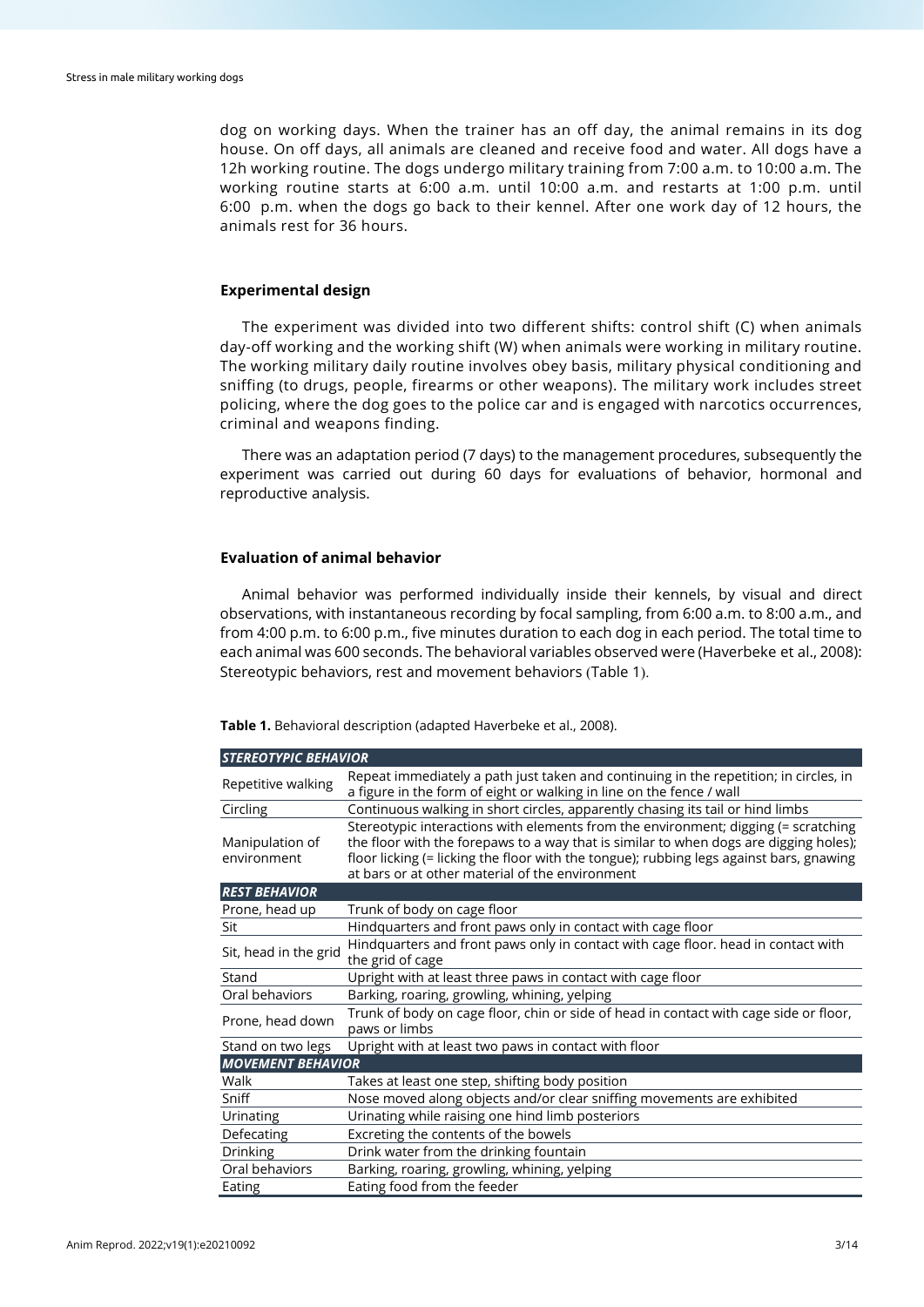dog on working days. When the trainer has an off day, the animal remains in its dog house. On off days, all animals are cleaned and receive food and water. All dogs have a 12h working routine. The dogs undergo military training from 7:00 a.m. to 10:00 a.m. The working routine starts at 6:00 a.m. until 10:00 a.m. and restarts at 1:00 p.m. until 6:00 p.m. when the dogs go back to their kennel. After one work day of 12 hours, the animals rest for 36 hours.

### Experimental design

The experiment was divided into two different shifts: control shift (C) when animals day-off working and the working shift (W) when animals were working in military routine. The working military daily routine involves obey basis, military physical conditioning and sniffing (to drugs, people, firearms or other weapons). The military work includes street policing, where the dog goes to the police car and is engaged with narcotics occurrences, criminal and weapons finding.

There was an adaptation period (7 days) to the management procedures, subsequently the experiment was carried out during 60 days for evaluations of behavior, hormonal and reproductive analysis.

### Evaluation of animal behavior

Animal behavior was performed individually inside their kennels, by visual and direct observations, with instantaneous recording by focal sampling, from 6:00 a.m. to 8:00 a.m., and from 4:00 p.m. to 6:00 p.m., five minutes duration to each dog in each period. The total time to each animal was 600 seconds. The behavioral variables observed were (Haverbeke et al., 2008): Stereotypic behaviors, rest and movement behaviors (Table 1).

**Table 1.** Behavioral description (adapted Haverbeke et al., 2008).

| ***STEREOTYPIC BEHAVIOR*** | |
|---|---|
| Repetitive walking | Repeat immediately a path just taken and continuing in the repetition; in circles, in a figure in the form of eight or walking in line on the fence / wall |
| Circling | Continuous walking in short circles, apparently chasing its tail or hind limbs |
| Manipulation of environment | Stereotypic interactions with elements from the environment; digging (= scratching the floor with the forepaws to a way that is similar to when dogs are digging holes); floor licking (= licking the floor with the tongue); rubbing legs against bars, gnawing at bars or at other material of the environment |
| ***REST BEHAVIOR*** | |
| Prone, head up | Trunk of body on cage floor |
| Sit | Hindquarters and front paws only in contact with cage floor |
| Sit, head in the grid | Hindquarters and front paws only in contact with cage floor. head in contact with the grid of cage |
| Stand | Upright with at least three paws in contact with cage floor |
| Oral behaviors | Barking, roaring, growling, whining, yelping |
| Prone, head down | Trunk of body on cage floor, chin or side of head in contact with cage side or floor, paws or limbs |
| Stand on two legs | Upright with at least two paws in contact with floor |
| ***MOVEMENT BEHAVIOR*** | |
| Walk | Takes at least one step, shifting body position |
| Sniff | Nose moved along objects and/or clear sniffing movements are exhibited |
| Urinating | Urinating while raising one hind limb posteriors |
| Defecating | Excreting the contents of the bowels |
| Drinking | Drink water from the drinking fountain |
| Oral behaviors | Barking, roaring, growling, whining, yelping |
| Eating | Eating food from the feeder |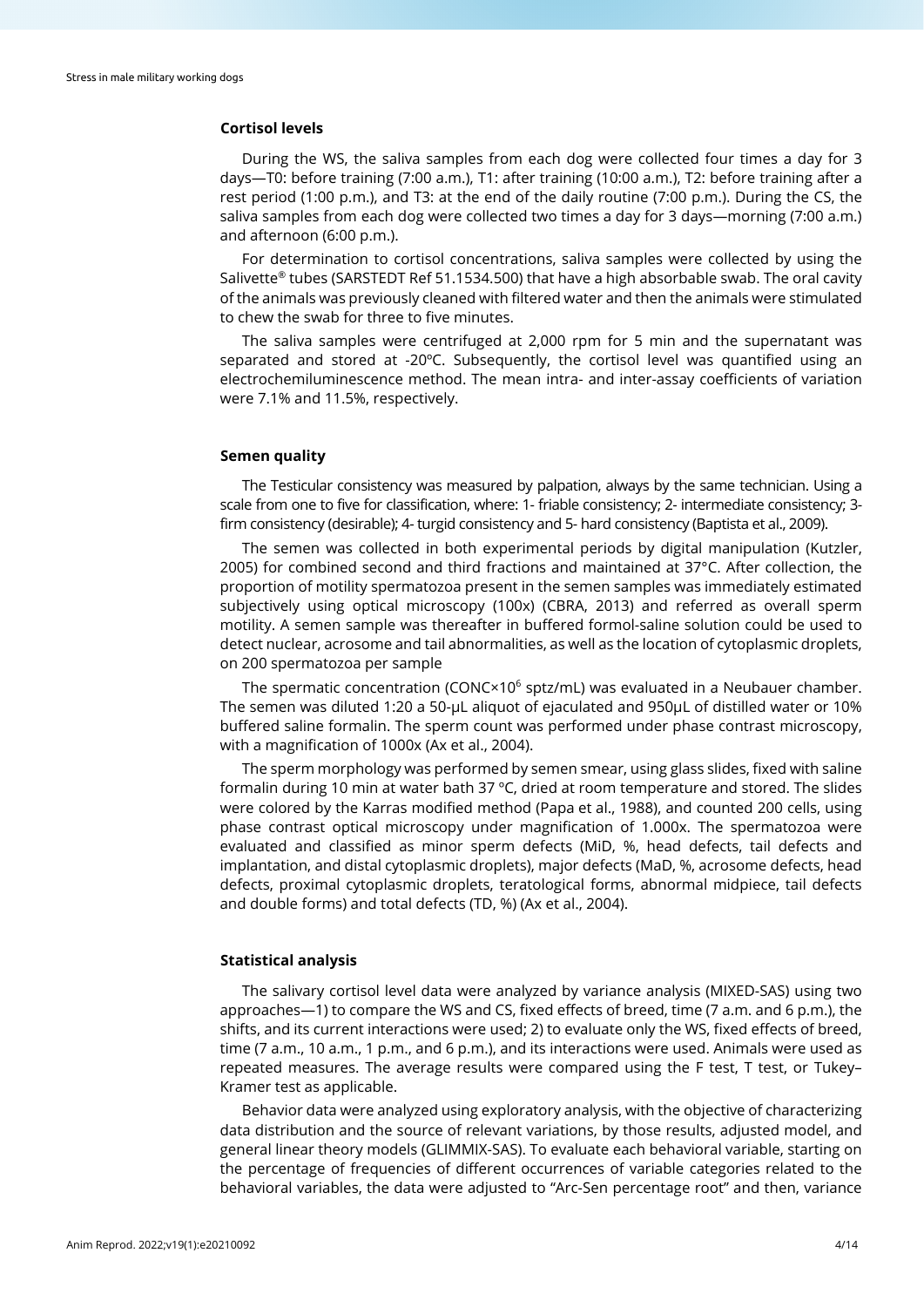### Cortisol levels

During the WS, the saliva samples from each dog were collected four times a day for 3 days—T0: before training (7:00 a.m.), T1: after training (10:00 a.m.), T2: before training after a rest period (1:00 p.m.), and T3: at the end of the daily routine (7:00 p.m.). During the CS, the saliva samples from each dog were collected two times a day for 3 days—morning (7:00 a.m.) and afternoon (6:00 p.m.).

For determination to cortisol concentrations, saliva samples were collected by using the Salivette® tubes (SARSTEDT Ref 51.1534.500) that have a high absorbable swab. The oral cavity of the animals was previously cleaned with filtered water and then the animals were stimulated to chew the swab for three to five minutes.

The saliva samples were centrifuged at 2,000 rpm for 5 min and the supernatant was separated and stored at -20ºC. Subsequently, the cortisol level was quantified using an electrochemiluminescence method. The mean intra- and inter-assay coefficients of variation were 7.1% and 11.5%, respectively.

### Semen quality

The Testicular consistency was measured by palpation, always by the same technician. Using a scale from one to five for classification, where: 1- friable consistency; 2- intermediate consistency; 3- firm consistency (desirable); 4- turgid consistency and 5- hard consistency (Baptista et al., 2009).

The semen was collected in both experimental periods by digital manipulation (Kutzler, 2005) for combined second and third fractions and maintained at 37°C. After collection, the proportion of motility spermatozoa present in the semen samples was immediately estimated subjectively using optical microscopy (100x) (CBRA, 2013) and referred as overall sperm motility. A semen sample was thereafter in buffered formol-saline solution could be used to detect nuclear, acrosome and tail abnormalities, as well as the location of cytoplasmic droplets, on 200 spermatozoa per sample

The spermatic concentration (CONC×$10^6$ sptz/mL) was evaluated in a Neubauer chamber. The semen was diluted 1:20 a 50-µL aliquot of ejaculated and 950µL of distilled water or 10% buffered saline formalin. The sperm count was performed under phase contrast microscopy, with a magnification of 1000x (Ax et al., 2004).

The sperm morphology was performed by semen smear, using glass slides, fixed with saline formalin during 10 min at water bath 37 ºC, dried at room temperature and stored. The slides were colored by the Karras modified method (Papa et al., 1988), and counted 200 cells, using phase contrast optical microscopy under magnification of 1.000x. The spermatozoa were evaluated and classified as minor sperm defects (MiD, %, head defects, tail defects and implantation, and distal cytoplasmic droplets), major defects (MaD, %, acrosome defects, head defects, proximal cytoplasmic droplets, teratological forms, abnormal midpiece, tail defects and double forms) and total defects (TD, %) (Ax et al., 2004).

### Statistical analysis

The salivary cortisol level data were analyzed by variance analysis (MIXED-SAS) using two approaches—1) to compare the WS and CS, fixed effects of breed, time (7 a.m. and 6 p.m.), the shifts, and its current interactions were used; 2) to evaluate only the WS, fixed effects of breed, time (7 a.m., 10 a.m., 1 p.m., and 6 p.m.), and its interactions were used. Animals were used as repeated measures. The average results were compared using the F test, T test, or Tukey–Kramer test as applicable.

Behavior data were analyzed using exploratory analysis, with the objective of characterizing data distribution and the source of relevant variations, by those results, adjusted model, and general linear theory models (GLIMMIX-SAS). To evaluate each behavioral variable, starting on the percentage of frequencies of different occurrences of variable categories related to the behavioral variables, the data were adjusted to "Arc-Sen percentage root" and then, variance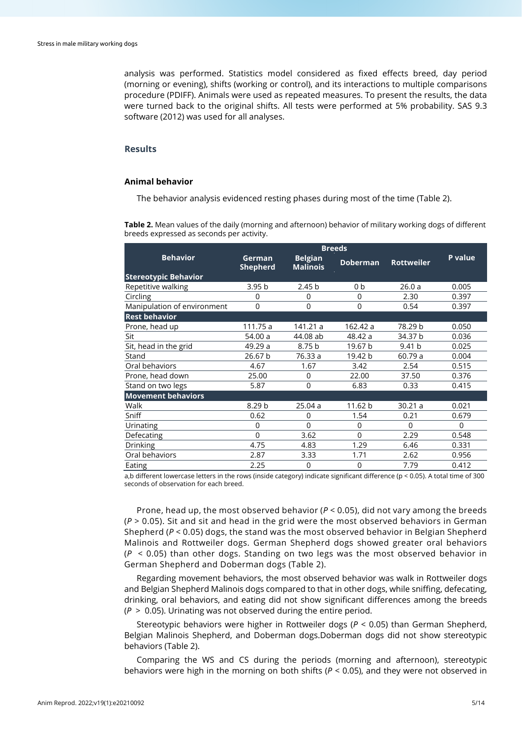analysis was performed. Statistics model considered as fixed effects breed, day period (morning or evening), shifts (working or control), and its interactions to multiple comparisons procedure (PDIFF). Animals were used as repeated measures. To present the results, the data were turned back to the original shifts. All tests were performed at 5% probability. SAS 9.3 software (2012) was used for all analyses.

## Results

### Animal behavior

The behavior analysis evidenced resting phases during most of the time (Table 2).

**Table 2.** Mean values of the daily (morning and afternoon) behavior of military working dogs of different breeds expressed as seconds per activity.

| Behavior | Breeds | | | | P value |
|---|---|---|---|---|---|
| | German Shepherd | Belgian Malinois | Doberman | Rottweiler | |
| **Stereotypic Behavior** | | | | | |
| Repetitive walking | 3.95 b | 2.45 b | 0 b | 26.0 a | 0.005 |
| Circling | 0 | 0 | 0 | 2.30 | 0.397 |
| Manipulation of environment | 0 | 0 | 0 | 0.54 | 0.397 |
| **Rest behavior** | | | | | |
| Prone, head up | 111.75 a | 141.21 a | 162.42 a | 78.29 b | 0.050 |
| Sit | 54.00 a | 44.08 ab | 48.42 a | 34.37 b | 0.036 |
| Sit, head in the grid | 49.29 a | 8.75 b | 19.67 b | 9.41 b | 0.025 |
| Stand | 26.67 b | 76.33 a | 19.42 b | 60.79 a | 0.004 |
| Oral behaviors | 4.67 | 1.67 | 3.42 | 2.54 | 0.515 |
| Prone, head down | 25.00 | 0 | 22.00 | 37.50 | 0.376 |
| Stand on two legs | 5.87 | 0 | 6.83 | 0.33 | 0.415 |
| **Movement behaviors** | | | | | |
| Walk | 8.29 b | 25.04 a | 11.62 b | 30.21 a | 0.021 |
| Sniff | 0.62 | 0 | 1.54 | 0.21 | 0.679 |
| Urinating | 0 | 0 | 0 | 0 | 0 |
| Defecating | 0 | 3.62 | 0 | 2.29 | 0.548 |
| Drinking | 4.75 | 4.83 | 1.29 | 6.46 | 0.331 |
| Oral behaviors | 2.87 | 3.33 | 1.71 | 2.62 | 0.956 |
| Eating | 2.25 | 0 | 0 | 7.79 | 0.412 |

a,b different lowercase letters in the rows (inside category) indicate significant difference ($p < 0.05$). A total time of 300 seconds of observation for each breed.

Prone, head up, the most observed behavior ($P < 0.05$), did not vary among the breeds ($P > 0.05$). Sit and sit and head in the grid were the most observed behaviors in German Shepherd ($P < 0.05$) dogs, the stand was the most observed behavior in Belgian Shepherd Malinois and Rottweiler dogs. German Shepherd dogs showed greater oral behaviors ($P < 0.05$) than other dogs. Standing on two legs was the most observed behavior in German Shepherd and Doberman dogs (Table 2).

Regarding movement behaviors, the most observed behavior was walk in Rottweiler dogs and Belgian Shepherd Malinois dogs compared to that in other dogs, while sniffing, defecating, drinking, oral behaviors, and eating did not show significant differences among the breeds ($P > 0.05$). Urinating was not observed during the entire period.

Stereotypic behaviors were higher in Rottweiler dogs ($P < 0.05$) than German Shepherd, Belgian Malinois Shepherd, and Doberman dogs.Doberman dogs did not show stereotypic behaviors (Table 2).

Comparing the WS and CS during the periods (morning and afternoon), stereotypic behaviors were high in the morning on both shifts ($P < 0.05$), and they were not observed in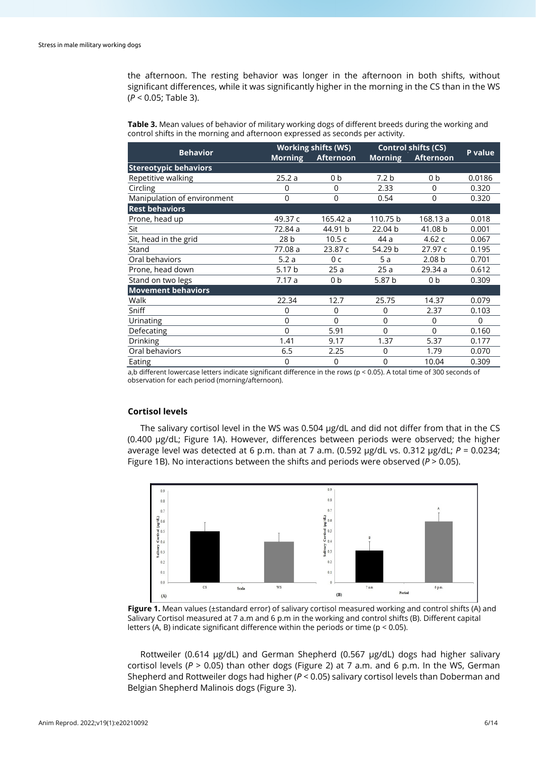the afternoon. The resting behavior was longer in the afternoon in both shifts, without significant differences, while it was significantly higher in the morning in the CS than in the WS ($P < 0.05$; Table 3).

**Table 3.** Mean values of behavior of military working dogs of different breeds during the working and control shifts in the morning and afternoon expressed as seconds per activity.

| Behavior | Working shifts (WS) | | Control shifts (CS) | | P value |
|---|---|---|---|---|---|
| | Morning | Afternoon | Morning | Afternoon | |
| **Stereotypic behaviors** | | | | | |
| Repetitive walking | 25.2 a | 0 b | 7.2 b | 0 b | 0.0186 |
| Circling | 0 | 0 | 2.33 | 0 | 0.320 |
| Manipulation of environment | 0 | 0 | 0.54 | 0 | 0.320 |
| **Rest behaviors** | | | | | |
| Prone, head up | 49.37 c | 165.42 a | 110.75 b | 168.13 a | 0.018 |
| Sit | 72.84 a | 44.91 b | 22.04 b | 41.08 b | 0.001 |
| Sit, head in the grid | 28 b | 10.5 c | 44 a | 4.62 c | 0.067 |
| Stand | 77.08 a | 23.87 c | 54.29 b | 27.97 c | 0.195 |
| Oral behaviors | 5.2 a | 0 c | 5 a | 2.08 b | 0.701 |
| Prone, head down | 5.17 b | 25 a | 25 a | 29.34 a | 0.612 |
| Stand on two legs | 7.17 a | 0 b | 5.87 b | 0 b | 0.309 |
| **Movement behaviors** | | | | | |
| Walk | 22.34 | 12.7 | 25.75 | 14.37 | 0.079 |
| Sniff | 0 | 0 | 0 | 2.37 | 0.103 |
| Urinating | 0 | 0 | 0 | 0 | 0 |
| Defecating | 0 | 5.91 | 0 | 0 | 0.160 |
| Drinking | 1.41 | 9.17 | 1.37 | 5.37 | 0.177 |
| Oral behaviors | 6.5 | 2.25 | 0 | 1.79 | 0.070 |
| Eating | 0 | 0 | 0 | 10.04 | 0.309 |

a,b different lowercase letters indicate significant difference in the rows ($p < 0.05$). A total time of 300 seconds of observation for each period (morning/afternoon).

### Cortisol levels

The salivary cortisol level in the WS was 0.504 µg/dL and did not differ from that in the CS (0.400 µg/dL; Figure 1A). However, differences between periods were observed; the higher average level was detected at 6 p.m. than at 7 a.m. (0.592 µg/dL vs. 0.312 µg/dL; $P = 0.0234$; Figure 1B). No interactions between the shifts and periods were observed ($P > 0.05$).

**Figure 1.** Mean values (±standard error) of salivary cortisol measured working and control shifts (A) and Salivary Cortisol measured at 7 a.m and 6 p.m in the working and control shifts (B). Different capital letters (A, B) indicate significant difference within the periods or time ($p < 0.05$).

Rottweiler (0.614 µg/dL) and German Shepherd (0.567 µg/dL) dogs had higher salivary cortisol levels ($P > 0.05$) than other dogs (Figure 2) at 7 a.m. and 6 p.m. In the WS, German Shepherd and Rottweiler dogs had higher ($P < 0.05$) salivary cortisol levels than Doberman and Belgian Shepherd Malinois dogs (Figure 3).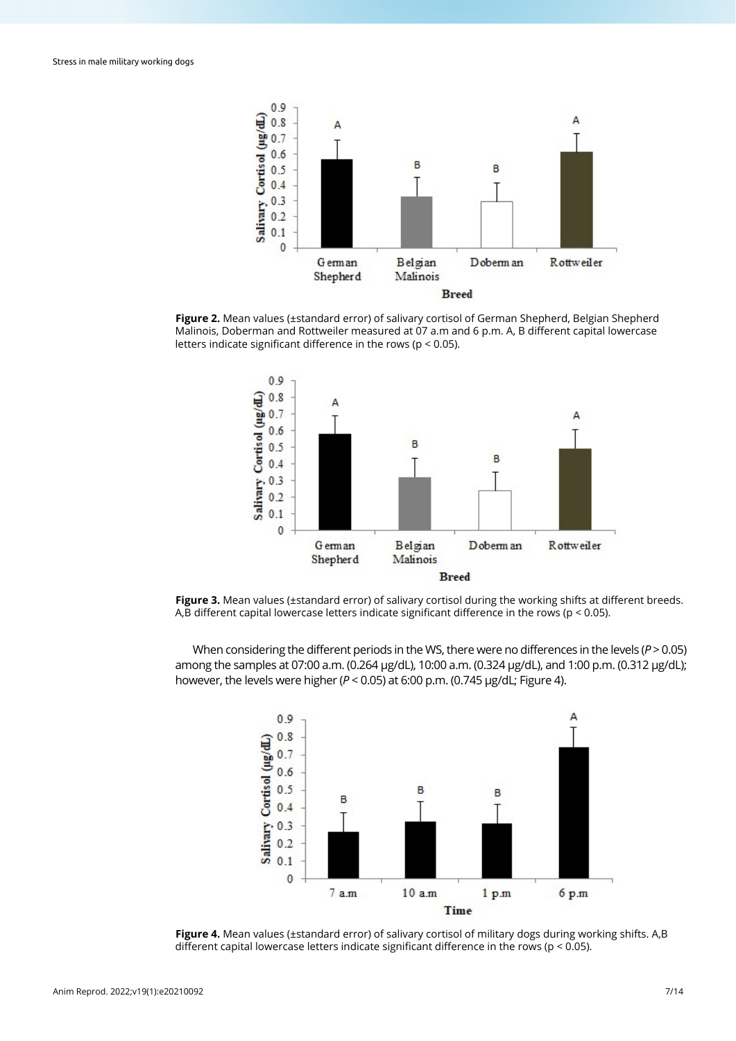**Figure 2.** Mean values (±standard error) of salivary cortisol of German Shepherd, Belgian Shepherd Malinois, Doberman and Rottweiler measured at 07 a.m and 6 p.m. A, B different capital lowercase letters indicate significant difference in the rows ($p < 0.05$).

**Figure 3.** Mean values (±standard error) of salivary cortisol during the working shifts at different breeds. A,B different capital lowercase letters indicate significant difference in the rows ($p < 0.05$).

When considering the different periods in the WS, there were no differences in the levels ($P > 0.05$) among the samples at 07:00 a.m. (0.264 μg/dL), 10:00 a.m. (0.324 μg/dL), and 1:00 p.m. (0.312 μg/dL); however, the levels were higher ($P < 0.05$) at 6:00 p.m. (0.745 μg/dL; Figure 4).

**Figure 4.** Mean values (±standard error) of salivary cortisol of military dogs during working shifts. A,B different capital lowercase letters indicate significant difference in the rows ($p < 0.05$).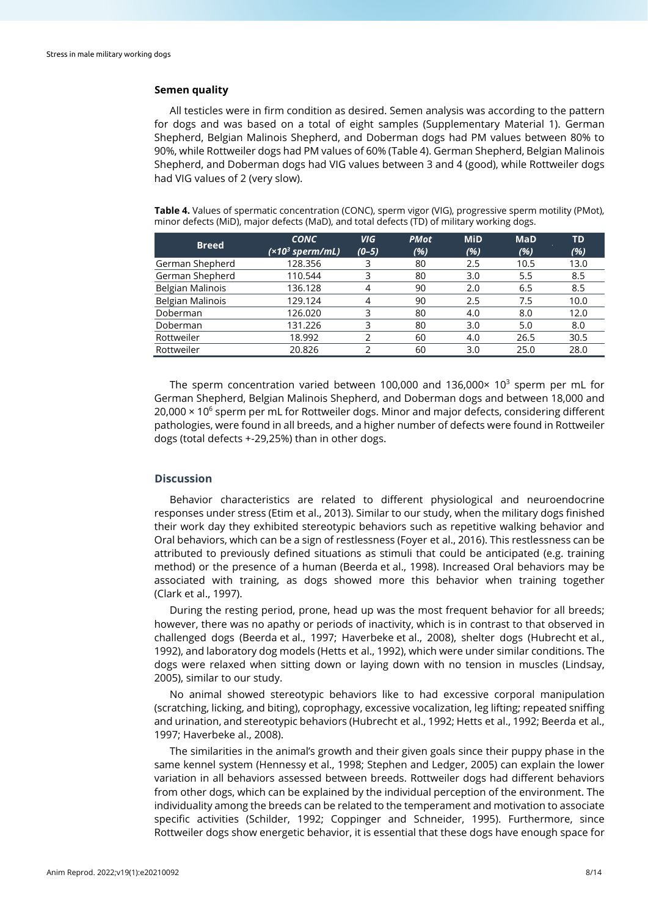### Semen quality

All testicles were in firm condition as desired. Semen analysis was according to the pattern for dogs and was based on a total of eight samples (Supplementary Material 1). German Shepherd, Belgian Malinois Shepherd, and Doberman dogs had PM values between 80% to 90%, while Rottweiler dogs had PM values of 60% (Table 4). German Shepherd, Belgian Malinois Shepherd, and Doberman dogs had VIG values between 3 and 4 (good), while Rottweiler dogs had VIG values of 2 (very slow).

**Table 4.** Values of spermatic concentration (CONC), sperm vigor (VIG), progressive sperm motility (PMot), minor defects (MiD), major defects (MaD), and total defects (TD) of military working dogs.

| Breed | *CONC* *($\times 10^3$ sperm/mL)* | *VIG* *(0–5)* | *PMot* *(%)* | MiD (%) | MaD (%) | TD (%) |
|---|---|---|---|---|---|---|
| German Shepherd | 128.356 | 3 | 80 | 2.5 | 10.5 | 13.0 |
| German Shepherd | 110.544 | 3 | 80 | 3.0 | 5.5 | 8.5 |
| Belgian Malinois | 136.128 | 4 | 90 | 2.0 | 6.5 | 8.5 |
| Belgian Malinois | 129.124 | 4 | 90 | 2.5 | 7.5 | 10.0 |
| Doberman | 126.020 | 3 | 80 | 4.0 | 8.0 | 12.0 |
| Doberman | 131.226 | 3 | 80 | 3.0 | 5.0 | 8.0 |
| Rottweiler | 18.992 | 2 | 60 | 4.0 | 26.5 | 30.5 |
| Rottweiler | 20.826 | 2 | 60 | 3.0 | 25.0 | 28.0 |

The sperm concentration varied between 100,000 and 136,000× $10^3$ sperm per mL for German Shepherd, Belgian Malinois Shepherd, and Doberman dogs and between 18,000 and 20,000 × $10^6$ sperm per mL for Rottweiler dogs. Minor and major defects, considering different pathologies, were found in all breeds, and a higher number of defects were found in Rottweiler dogs (total defects +-29,25%) than in other dogs.

## Discussion

Behavior characteristics are related to different physiological and neuroendocrine responses under stress (Etim et al., 2013). Similar to our study, when the military dogs finished their work day they exhibited stereotypic behaviors such as repetitive walking behavior and Oral behaviors, which can be a sign of restlessness (Foyer et al., 2016). This restlessness can be attributed to previously defined situations as stimuli that could be anticipated (e.g. training method) or the presence of a human (Beerda et al., 1998). Increased Oral behaviors may be associated with training, as dogs showed more this behavior when training together (Clark et al., 1997).

During the resting period, prone, head up was the most frequent behavior for all breeds; however, there was no apathy or periods of inactivity, which is in contrast to that observed in challenged dogs (Beerda et al., 1997; Haverbeke et al., 2008), shelter dogs (Hubrecht et al., 1992), and laboratory dog models (Hetts et al., 1992), which were under similar conditions. The dogs were relaxed when sitting down or laying down with no tension in muscles (Lindsay, 2005), similar to our study.

No animal showed stereotypic behaviors like to had excessive corporal manipulation (scratching, licking, and biting), coprophagy, excessive vocalization, leg lifting; repeated sniffing and urination, and stereotypic behaviors (Hubrecht et al., 1992; Hetts et al., 1992; Beerda et al., 1997; Haverbeke al., 2008).

The similarities in the animal's growth and their given goals since their puppy phase in the same kennel system (Hennessy et al., 1998; Stephen and Ledger, 2005) can explain the lower variation in all behaviors assessed between breeds. Rottweiler dogs had different behaviors from other dogs, which can be explained by the individual perception of the environment. The individuality among the breeds can be related to the temperament and motivation to associate specific activities (Schilder, 1992; Coppinger and Schneider, 1995). Furthermore, since Rottweiler dogs show energetic behavior, it is essential that these dogs have enough space for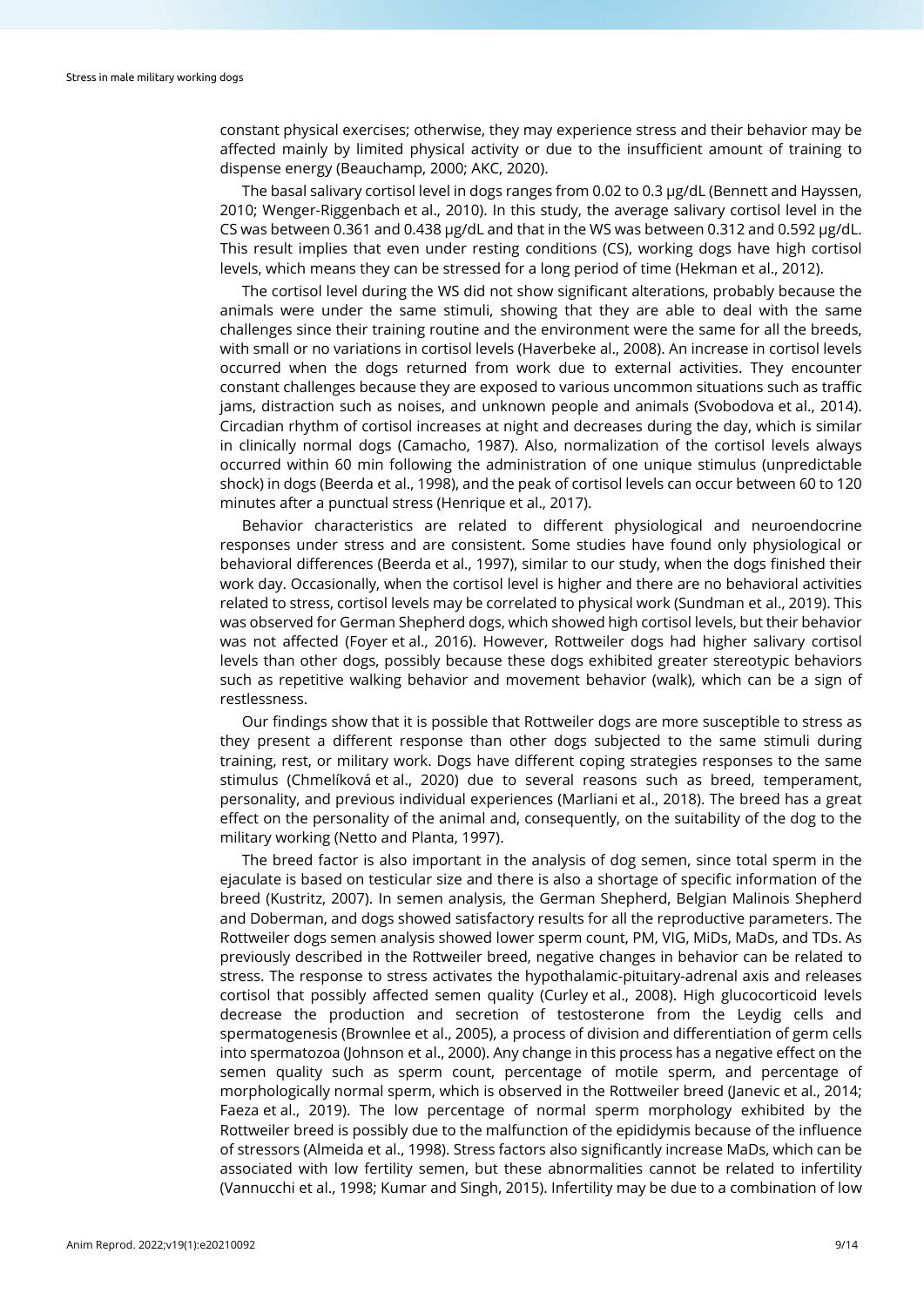constant physical exercises; otherwise, they may experience stress and their behavior may be affected mainly by limited physical activity or due to the insufficient amount of training to dispense energy (Beauchamp, 2000; AKC, 2020).

The basal salivary cortisol level in dogs ranges from 0.02 to 0.3 µg/dL (Bennett and Hayssen, 2010; Wenger-Riggenbach et al., 2010). In this study, the average salivary cortisol level in the CS was between 0.361 and 0.438 µg/dL and that in the WS was between 0.312 and 0.592 µg/dL. This result implies that even under resting conditions (CS), working dogs have high cortisol levels, which means they can be stressed for a long period of time (Hekman et al., 2012).

The cortisol level during the WS did not show significant alterations, probably because the animals were under the same stimuli, showing that they are able to deal with the same challenges since their training routine and the environment were the same for all the breeds, with small or no variations in cortisol levels (Haverbeke al., 2008). An increase in cortisol levels occurred when the dogs returned from work due to external activities. They encounter constant challenges because they are exposed to various uncommon situations such as traffic jams, distraction such as noises, and unknown people and animals (Svobodova et al., 2014). Circadian rhythm of cortisol increases at night and decreases during the day, which is similar in clinically normal dogs (Camacho, 1987). Also, normalization of the cortisol levels always occurred within 60 min following the administration of one unique stimulus (unpredictable shock) in dogs (Beerda et al., 1998), and the peak of cortisol levels can occur between 60 to 120 minutes after a punctual stress (Henrique et al., 2017).

Behavior characteristics are related to different physiological and neuroendocrine responses under stress and are consistent. Some studies have found only physiological or behavioral differences (Beerda et al., 1997), similar to our study, when the dogs finished their work day. Occasionally, when the cortisol level is higher and there are no behavioral activities related to stress, cortisol levels may be correlated to physical work (Sundman et al., 2019). This was observed for German Shepherd dogs, which showed high cortisol levels, but their behavior was not affected (Foyer et al., 2016). However, Rottweiler dogs had higher salivary cortisol levels than other dogs, possibly because these dogs exhibited greater stereotypic behaviors such as repetitive walking behavior and movement behavior (walk), which can be a sign of restlessness.

Our findings show that it is possible that Rottweiler dogs are more susceptible to stress as they present a different response than other dogs subjected to the same stimuli during training, rest, or military work. Dogs have different coping strategies responses to the same stimulus (Chmelíková et al., 2020) due to several reasons such as breed, temperament, personality, and previous individual experiences (Marliani et al., 2018). The breed has a great effect on the personality of the animal and, consequently, on the suitability of the dog to the military working (Netto and Planta, 1997).

The breed factor is also important in the analysis of dog semen, since total sperm in the ejaculate is based on testicular size and there is also a shortage of specific information of the breed (Kustritz, 2007). In semen analysis, the German Shepherd, Belgian Malinois Shepherd and Doberman, and dogs showed satisfactory results for all the reproductive parameters. The Rottweiler dogs semen analysis showed lower sperm count, PM, VIG, MiDs, MaDs, and TDs. As previously described in the Rottweiler breed, negative changes in behavior can be related to stress. The response to stress activates the hypothalamic-pituitary-adrenal axis and releases cortisol that possibly affected semen quality (Curley et al., 2008). High glucocorticoid levels decrease the production and secretion of testosterone from the Leydig cells and spermatogenesis (Brownlee et al., 2005), a process of division and differentiation of germ cells into spermatozoa (Johnson et al., 2000). Any change in this process has a negative effect on the semen quality such as sperm count, percentage of motile sperm, and percentage of morphologically normal sperm, which is observed in the Rottweiler breed (Janevic et al., 2014; Faeza et al., 2019). The low percentage of normal sperm morphology exhibited by the Rottweiler breed is possibly due to the malfunction of the epididymis because of the influence of stressors (Almeida et al., 1998). Stress factors also significantly increase MaDs, which can be associated with low fertility semen, but these abnormalities cannot be related to infertility (Vannucchi et al., 1998; Kumar and Singh, 2015). Infertility may be due to a combination of low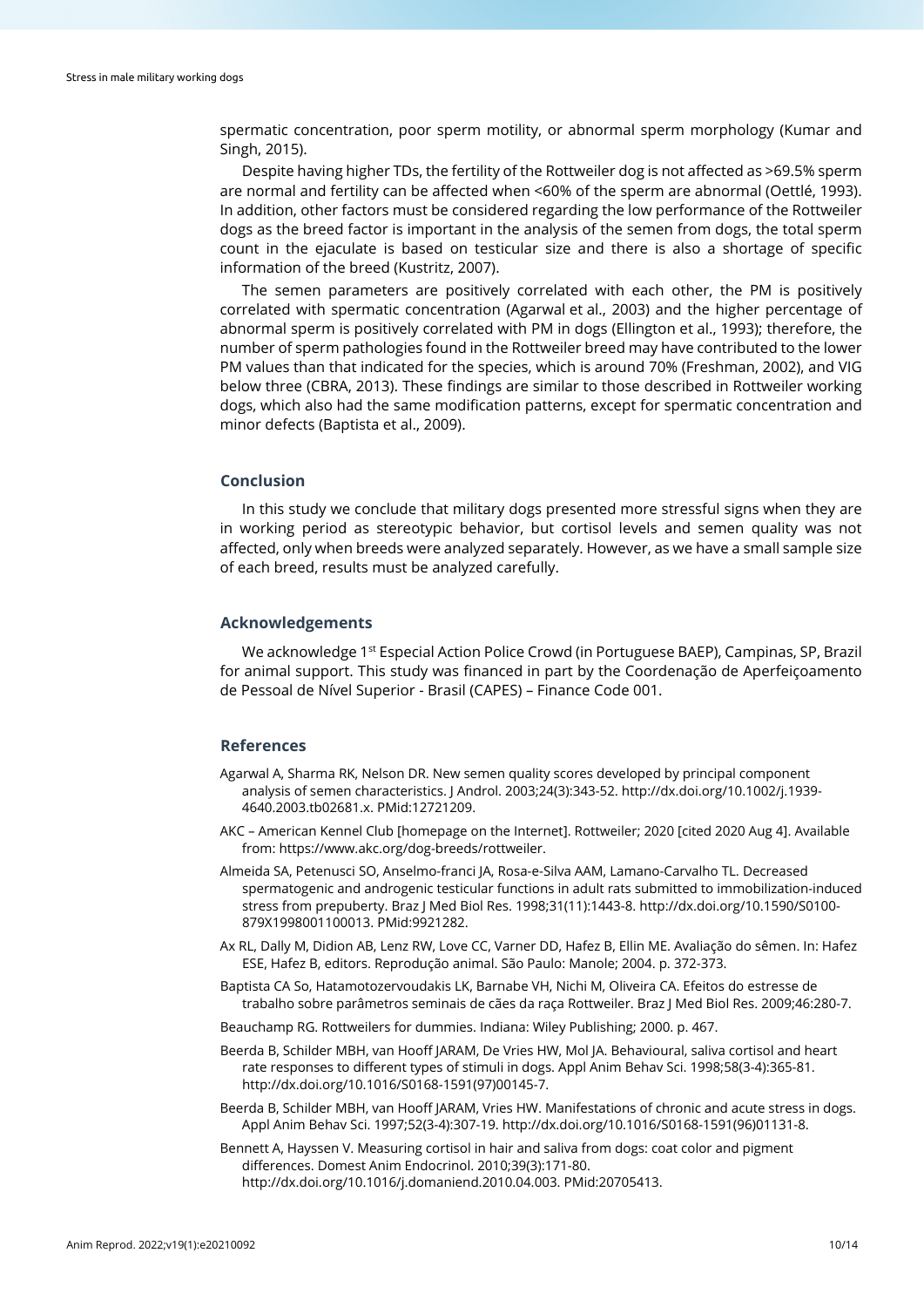spermatic concentration, poor sperm motility, or abnormal sperm morphology (Kumar and Singh, 2015).

Despite having higher TDs, the fertility of the Rottweiler dog is not affected as >69.5% sperm are normal and fertility can be affected when <60% of the sperm are abnormal (Oettlé, 1993). In addition, other factors must be considered regarding the low performance of the Rottweiler dogs as the breed factor is important in the analysis of the semen from dogs, the total sperm count in the ejaculate is based on testicular size and there is also a shortage of specific information of the breed (Kustritz, 2007).

The semen parameters are positively correlated with each other, the PM is positively correlated with spermatic concentration (Agarwal et al., 2003) and the higher percentage of abnormal sperm is positively correlated with PM in dogs (Ellington et al., 1993); therefore, the number of sperm pathologies found in the Rottweiler breed may have contributed to the lower PM values than that indicated for the species, which is around 70% (Freshman, 2002), and VIG below three (CBRA, 2013). These findings are similar to those described in Rottweiler working dogs, which also had the same modification patterns, except for spermatic concentration and minor defects (Baptista et al., 2009).

## Conclusion

In this study we conclude that military dogs presented more stressful signs when they are in working period as stereotypic behavior, but cortisol levels and semen quality was not affected, only when breeds were analyzed separately. However, as we have a small sample size of each breed, results must be analyzed carefully.

## Acknowledgements

We acknowledge 1st Especial Action Police Crowd (in Portuguese BAEP), Campinas, SP, Brazil for animal support. This study was financed in part by the Coordenação de Aperfeiçoamento de Pessoal de Nível Superior - Brasil (CAPES) – Finance Code 001.

## References

Agarwal A, Sharma RK, Nelson DR. New semen quality scores developed by principal component analysis of semen characteristics. J Androl. 2003;24(3):343-52. http://dx.doi.org/10.1002/j.1939-4640.2003.tb02681.x. PMid:12721209.

AKC – American Kennel Club [homepage on the Internet]. Rottweiler; 2020 [cited 2020 Aug 4]. Available from: https://www.akc.org/dog-breeds/rottweiler.

Almeida SA, Petenusci SO, Anselmo-franci JA, Rosa-e-Silva AAM, Lamano-Carvalho TL. Decreased spermatogenic and androgenic testicular functions in adult rats submitted to immobilization-induced stress from prepuberty. Braz J Med Biol Res. 1998;31(11):1443-8. http://dx.doi.org/10.1590/S0100-879X1998001100013. PMid:9921282.

Ax RL, Dally M, Didion AB, Lenz RW, Love CC, Varner DD, Hafez B, Ellin ME. Avaliação do sêmen. In: Hafez ESE, Hafez B, editors. Reprodução animal. São Paulo: Manole; 2004. p. 372-373.

Baptista CA So, Hatamotozervoudakis LK, Barnabe VH, Nichi M, Oliveira CA. Efeitos do estresse de trabalho sobre parâmetros seminais de cães da raça Rottweiler. Braz J Med Biol Res. 2009;46:280-7.

Beauchamp RG. Rottweilers for dummies. Indiana: Wiley Publishing; 2000. p. 467.

Beerda B, Schilder MBH, van Hooff JARAM, De Vries HW, Mol JA. Behavioural, saliva cortisol and heart rate responses to different types of stimuli in dogs. Appl Anim Behav Sci. 1998;58(3-4):365-81. http://dx.doi.org/10.1016/S0168-1591(97)00145-7.

Beerda B, Schilder MBH, van Hooff JARAM, Vries HW. Manifestations of chronic and acute stress in dogs. Appl Anim Behav Sci. 1997;52(3-4):307-19. http://dx.doi.org/10.1016/S0168-1591(96)01131-8.

Bennett A, Hayssen V. Measuring cortisol in hair and saliva from dogs: coat color and pigment differences. Domest Anim Endocrinol. 2010;39(3):171-80. http://dx.doi.org/10.1016/j.domaniend.2010.04.003. PMid:20705413.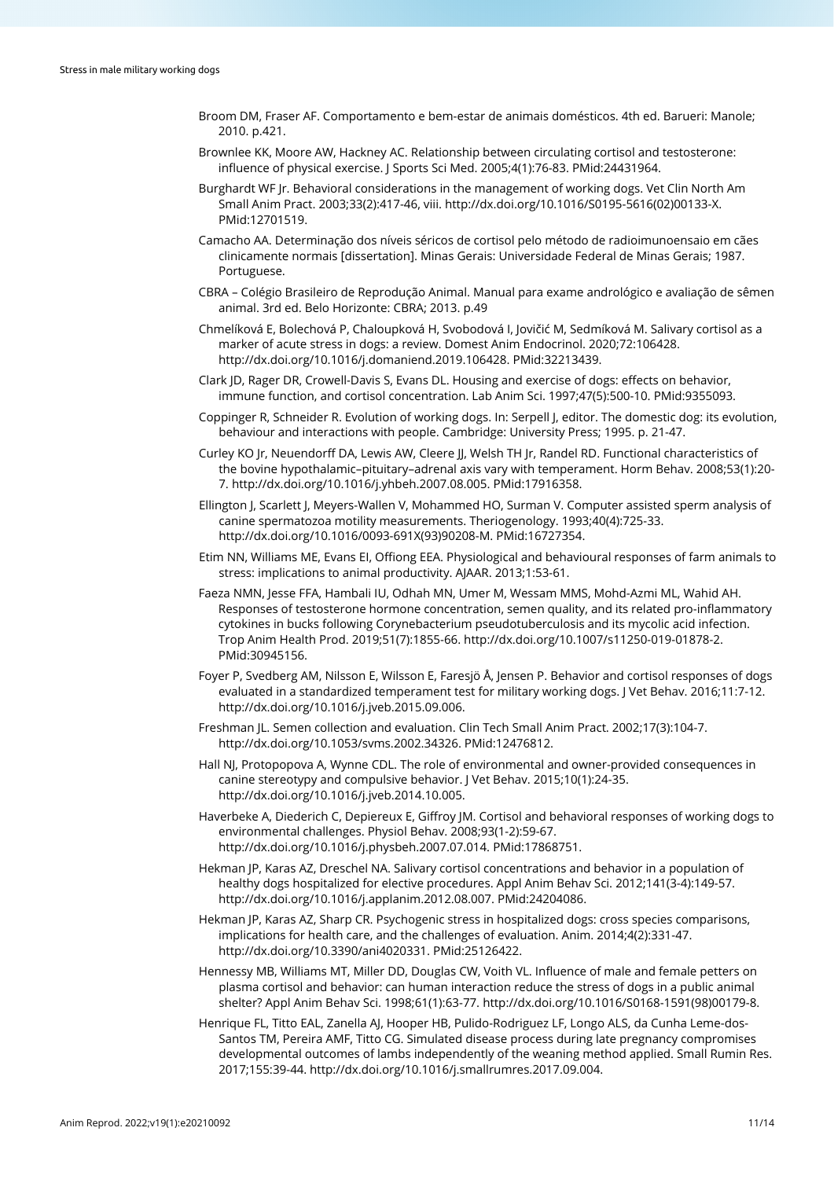Broom DM, Fraser AF. Comportamento e bem-estar de animais domésticos. 4th ed. Barueri: Manole; 2010. p.421.

Brownlee KK, Moore AW, Hackney AC. Relationship between circulating cortisol and testosterone: influence of physical exercise. J Sports Sci Med. 2005;4(1):76-83. PMid:24431964.

Burghardt WF Jr. Behavioral considerations in the management of working dogs. Vet Clin North Am Small Anim Pract. 2003;33(2):417-46, viii. http://dx.doi.org/10.1016/S0195-5616(02)00133-X. PMid:12701519.

Camacho AA. Determinação dos níveis séricos de cortisol pelo método de radioimunoensaio em cães clinicamente normais [dissertation]. Minas Gerais: Universidade Federal de Minas Gerais; 1987. Portuguese.

CBRA – Colégio Brasileiro de Reprodução Animal. Manual para exame andrológico e avaliação de sêmen animal. 3rd ed. Belo Horizonte: CBRA; 2013. p.49

Chmelíková E, Bolechová P, Chaloupková H, Svobodová I, Jovičić M, Sedmíková M. Salivary cortisol as a marker of acute stress in dogs: a review. Domest Anim Endocrinol. 2020;72:106428. http://dx.doi.org/10.1016/j.domaniend.2019.106428. PMid:32213439.

Clark JD, Rager DR, Crowell-Davis S, Evans DL. Housing and exercise of dogs: effects on behavior, immune function, and cortisol concentration. Lab Anim Sci. 1997;47(5):500-10. PMid:9355093.

Coppinger R, Schneider R. Evolution of working dogs. In: Serpell J, editor. The domestic dog: its evolution, behaviour and interactions with people. Cambridge: University Press; 1995. p. 21-47.

Curley KO Jr, Neuendorff DA, Lewis AW, Cleere JJ, Welsh TH Jr, Randel RD. Functional characteristics of the bovine hypothalamic–pituitary–adrenal axis vary with temperament. Horm Behav. 2008;53(1):20-7. http://dx.doi.org/10.1016/j.yhbeh.2007.08.005. PMid:17916358.

Ellington J, Scarlett J, Meyers-Wallen V, Mohammed HO, Surman V. Computer assisted sperm analysis of canine spermatozoa motility measurements. Theriogenology. 1993;40(4):725-33. http://dx.doi.org/10.1016/0093-691X(93)90208-M. PMid:16727354.

Etim NN, Williams ME, Evans EI, Offiong EEA. Physiological and behavioural responses of farm animals to stress: implications to animal productivity. AJAAR. 2013;1:53-61.

Faeza NMN, Jesse FFA, Hambali IU, Odhah MN, Umer M, Wessam MMS, Mohd-Azmi ML, Wahid AH. Responses of testosterone hormone concentration, semen quality, and its related pro-inflammatory cytokines in bucks following Corynebacterium pseudotuberculosis and its mycolic acid infection. Trop Anim Health Prod. 2019;51(7):1855-66. http://dx.doi.org/10.1007/s11250-019-01878-2. PMid:30945156.

Foyer P, Svedberg AM, Nilsson E, Wilsson E, Faresjö Å, Jensen P. Behavior and cortisol responses of dogs evaluated in a standardized temperament test for military working dogs. J Vet Behav. 2016;11:7-12. http://dx.doi.org/10.1016/j.jveb.2015.09.006.

Freshman JL. Semen collection and evaluation. Clin Tech Small Anim Pract. 2002;17(3):104-7. http://dx.doi.org/10.1053/svms.2002.34326. PMid:12476812.

Hall NJ, Protopopova A, Wynne CDL. The role of environmental and owner-provided consequences in canine stereotypy and compulsive behavior. J Vet Behav. 2015;10(1):24-35. http://dx.doi.org/10.1016/j.jveb.2014.10.005.

Haverbeke A, Diederich C, Depiereux E, Giffroy JM. Cortisol and behavioral responses of working dogs to environmental challenges. Physiol Behav. 2008;93(1-2):59-67. http://dx.doi.org/10.1016/j.physbeh.2007.07.014. PMid:17868751.

Hekman JP, Karas AZ, Dreschel NA. Salivary cortisol concentrations and behavior in a population of healthy dogs hospitalized for elective procedures. Appl Anim Behav Sci. 2012;141(3-4):149-57. http://dx.doi.org/10.1016/j.applanim.2012.08.007. PMid:24204086.

Hekman JP, Karas AZ, Sharp CR. Psychogenic stress in hospitalized dogs: cross species comparisons, implications for health care, and the challenges of evaluation. Anim. 2014;4(2):331-47. http://dx.doi.org/10.3390/ani4020331. PMid:25126422.

Hennessy MB, Williams MT, Miller DD, Douglas CW, Voith VL. Influence of male and female petters on plasma cortisol and behavior: can human interaction reduce the stress of dogs in a public animal shelter? Appl Anim Behav Sci. 1998;61(1):63-77. http://dx.doi.org/10.1016/S0168-1591(98)00179-8.

Henrique FL, Titto EAL, Zanella AJ, Hooper HB, Pulido-Rodriguez LF, Longo ALS, da Cunha Leme-dos-Santos TM, Pereira AMF, Titto CG. Simulated disease process during late pregnancy compromises developmental outcomes of lambs independently of the weaning method applied. Small Rumin Res. 2017;155:39-44. http://dx.doi.org/10.1016/j.smallrumres.2017.09.004.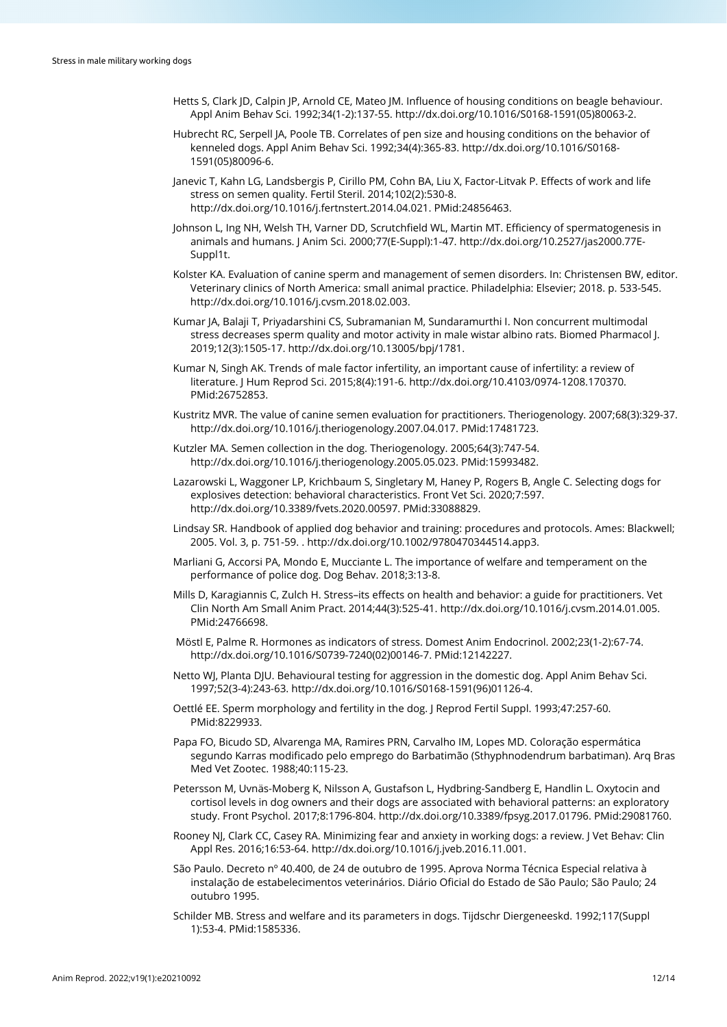Hetts S, Clark JD, Calpin JP, Arnold CE, Mateo JM. Influence of housing conditions on beagle behaviour. Appl Anim Behav Sci. 1992;34(1-2):137-55. http://dx.doi.org/10.1016/S0168-1591(05)80063-2.

Hubrecht RC, Serpell JA, Poole TB. Correlates of pen size and housing conditions on the behavior of kenneled dogs. Appl Anim Behav Sci. 1992;34(4):365-83. http://dx.doi.org/10.1016/S0168-1591(05)80096-6.

Janevic T, Kahn LG, Landsbergis P, Cirillo PM, Cohn BA, Liu X, Factor-Litvak P. Effects of work and life stress on semen quality. Fertil Steril. 2014;102(2):530-8. http://dx.doi.org/10.1016/j.fertnstert.2014.04.021. PMid:24856463.

Johnson L, Ing NH, Welsh TH, Varner DD, Scrutchfield WL, Martin MT. Efficiency of spermatogenesis in animals and humans. J Anim Sci. 2000;77(E-Suppl):1-47. http://dx.doi.org/10.2527/jas2000.77E-Suppl1t.

Kolster KA. Evaluation of canine sperm and management of semen disorders. In: Christensen BW, editor. Veterinary clinics of North America: small animal practice. Philadelphia: Elsevier; 2018. p. 533-545. http://dx.doi.org/10.1016/j.cvsm.2018.02.003.

Kumar JA, Balaji T, Priyadarshini CS, Subramanian M, Sundaramurthi I. Non concurrent multimodal stress decreases sperm quality and motor activity in male wistar albino rats. Biomed Pharmacol J. 2019;12(3):1505-17. http://dx.doi.org/10.13005/bpj/1781.

Kumar N, Singh AK. Trends of male factor infertility, an important cause of infertility: a review of literature. J Hum Reprod Sci. 2015;8(4):191-6. http://dx.doi.org/10.4103/0974-1208.170370. PMid:26752853.

Kustritz MVR. The value of canine semen evaluation for practitioners. Theriogenology. 2007;68(3):329-37. http://dx.doi.org/10.1016/j.theriogenology.2007.04.017. PMid:17481723.

Kutzler MA. Semen collection in the dog. Theriogenology. 2005;64(3):747-54. http://dx.doi.org/10.1016/j.theriogenology.2005.05.023. PMid:15993482.

Lazarowski L, Waggoner LP, Krichbaum S, Singletary M, Haney P, Rogers B, Angle C. Selecting dogs for explosives detection: behavioral characteristics. Front Vet Sci. 2020;7:597. http://dx.doi.org/10.3389/fvets.2020.00597. PMid:33088829.

Lindsay SR. Handbook of applied dog behavior and training: procedures and protocols. Ames: Blackwell; 2005. Vol. 3, p. 751-59. . http://dx.doi.org/10.1002/9780470344514.app3.

Marliani G, Accorsi PA, Mondo E, Mucciante L. The importance of welfare and temperament on the performance of police dog. Dog Behav. 2018;3:13-8.

Mills D, Karagiannis C, Zulch H. Stress–its effects on health and behavior: a guide for practitioners. Vet Clin North Am Small Anim Pract. 2014;44(3):525-41. http://dx.doi.org/10.1016/j.cvsm.2014.01.005. PMid:24766698.

Möstl E, Palme R. Hormones as indicators of stress. Domest Anim Endocrinol. 2002;23(1-2):67-74. http://dx.doi.org/10.1016/S0739-7240(02)00146-7. PMid:12142227.

Netto WJ, Planta DJU. Behavioural testing for aggression in the domestic dog. Appl Anim Behav Sci. 1997;52(3-4):243-63. http://dx.doi.org/10.1016/S0168-1591(96)01126-4.

Oettlé EE. Sperm morphology and fertility in the dog. J Reprod Fertil Suppl. 1993;47:257-60. PMid:8229933.

Papa FO, Bicudo SD, Alvarenga MA, Ramires PRN, Carvalho IM, Lopes MD. Coloração espermática segundo Karras modificado pelo emprego do Barbatimão (Sthyphnodendrum barbatiman). Arq Bras Med Vet Zootec. 1988;40:115-23.

Petersson M, Uvnäs-Moberg K, Nilsson A, Gustafson L, Hydbring-Sandberg E, Handlin L. Oxytocin and cortisol levels in dog owners and their dogs are associated with behavioral patterns: an exploratory study. Front Psychol. 2017;8:1796-804. http://dx.doi.org/10.3389/fpsyg.2017.01796. PMid:29081760.

Rooney NJ, Clark CC, Casey RA. Minimizing fear and anxiety in working dogs: a review. J Vet Behav: Clin Appl Res. 2016;16:53-64. http://dx.doi.org/10.1016/j.jveb.2016.11.001.

São Paulo. Decreto nº 40.400, de 24 de outubro de 1995. Aprova Norma Técnica Especial relativa à instalação de estabelecimentos veterinários. Diário Oficial do Estado de São Paulo; São Paulo; 24 outubro 1995.

Schilder MB. Stress and welfare and its parameters in dogs. Tijdschr Diergeneeskd. 1992;117(Suppl 1):53-4. PMid:1585336.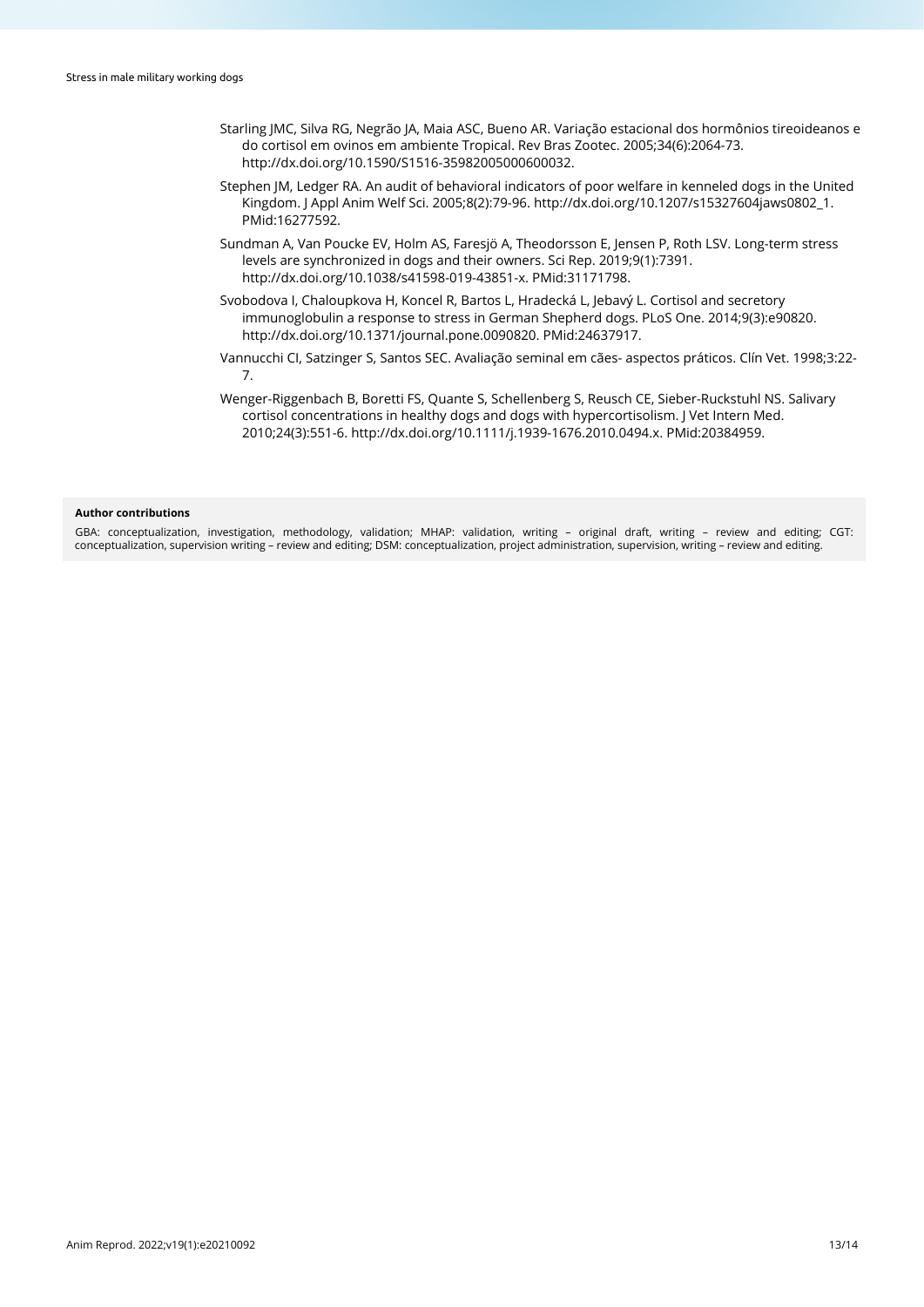Starling JMC, Silva RG, Negrão JA, Maia ASC, Bueno AR. Variação estacional dos hormônios tireoideanos e do cortisol em ovinos em ambiente Tropical. Rev Bras Zootec. 2005;34(6):2064-73. http://dx.doi.org/10.1590/S1516-35982005000600032.

Stephen JM, Ledger RA. An audit of behavioral indicators of poor welfare in kenneled dogs in the United Kingdom. J Appl Anim Welf Sci. 2005;8(2):79-96. http://dx.doi.org/10.1207/s15327604jaws0802_1. PMid:16277592.

Sundman A, Van Poucke EV, Holm AS, Faresjö A, Theodorsson E, Jensen P, Roth LSV. Long-term stress levels are synchronized in dogs and their owners. Sci Rep. 2019;9(1):7391. http://dx.doi.org/10.1038/s41598-019-43851-x. PMid:31171798.

Svobodova I, Chaloupkova H, Koncel R, Bartos L, Hradecká L, Jebavý L. Cortisol and secretory immunoglobulin a response to stress in German Shepherd dogs. PLoS One. 2014;9(3):e90820. http://dx.doi.org/10.1371/journal.pone.0090820. PMid:24637917.

Vannucchi CI, Satzinger S, Santos SEC. Avaliação seminal em cães- aspectos práticos. Clín Vet. 1998;3:22-7.

Wenger-Riggenbach B, Boretti FS, Quante S, Schellenberg S, Reusch CE, Sieber-Ruckstuhl NS. Salivary cortisol concentrations in healthy dogs and dogs with hypercortisolism. J Vet Intern Med. 2010;24(3):551-6. http://dx.doi.org/10.1111/j.1939-1676.2010.0494.x. PMid:20384959.

**Author contributions**

GBA: conceptualization, investigation, methodology, validation; MHAP: validation, writing – original draft, writing – review and editing; CGT: conceptualization, supervision writing – review and editing; DSM: conceptualization, project administration, supervision, writing – review and editing.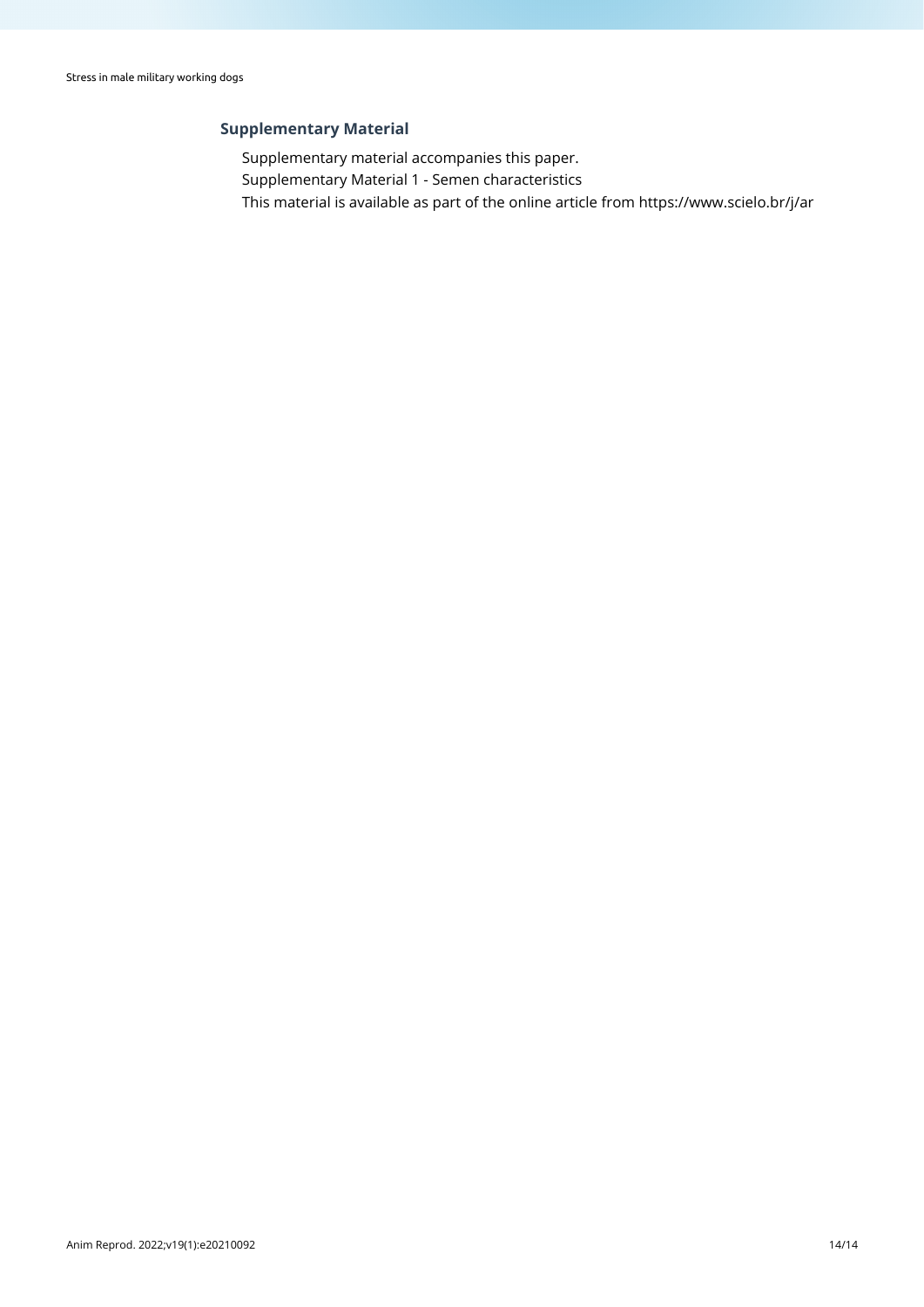## Supplementary Material

Supplementary material accompanies this paper.

Supplementary Material 1 - Semen characteristics

This material is available as part of the online article from https://www.scielo.br/j/ar